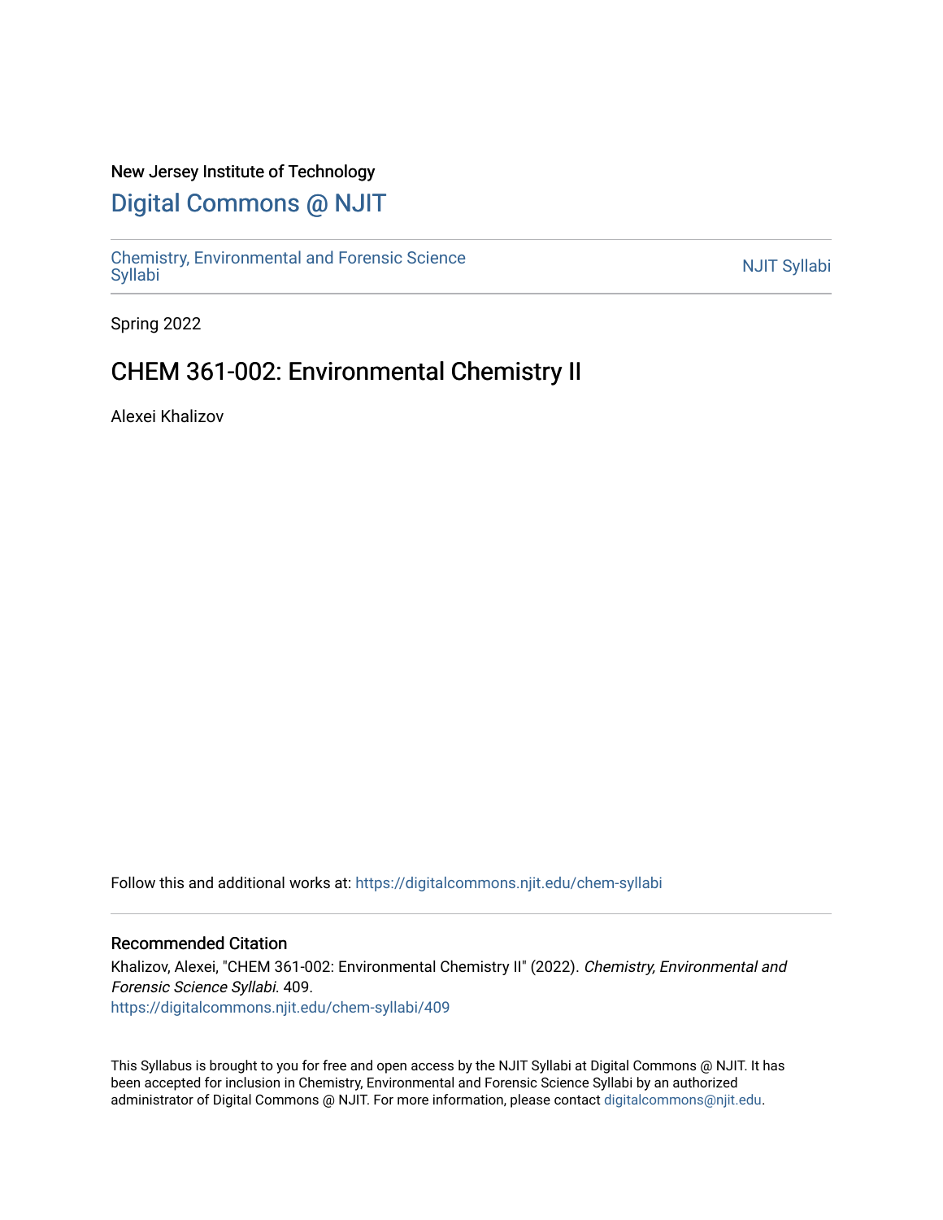New Jersey Institute of Technology

# Digital Commons @ NJIT

Chemistry, Environmental and Forensic Science Syllabi

NJIT Syllabi

Spring 2022

## CHEM 361-002: Environmental Chemistry II

Alexei Khalizov

Follow this and additional works at: https://digitalcommons.njit.edu/chem-syllabi

### Recommended Citation

Khalizov, Alexei, "CHEM 361-002: Environmental Chemistry II" (2022). *Chemistry, Environmental and Forensic Science Syllabi*. 409.
https://digitalcommons.njit.edu/chem-syllabi/409

This Syllabus is brought to you for free and open access by the NJIT Syllabi at Digital Commons @ NJIT. It has been accepted for inclusion in Chemistry, Environmental and Forensic Science Syllabi by an authorized administrator of Digital Commons @ NJIT. For more information, please contact digitalcommons@njit.edu.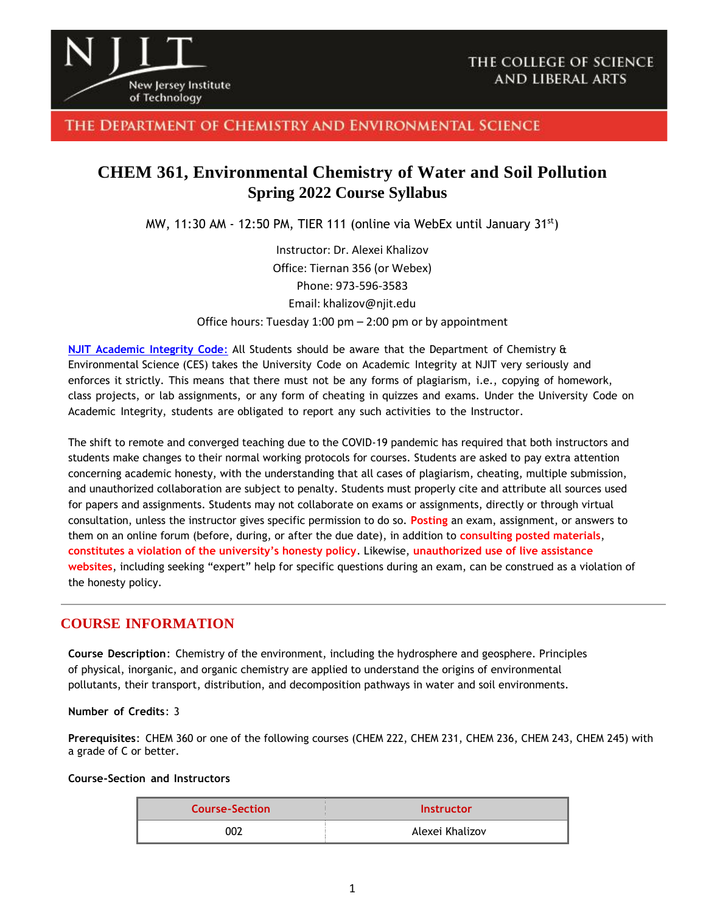# CHEM 361, Environmental Chemistry of Water and Soil Pollution
## Spring 2022 Course Syllabus

MW, 11:30 AM - 12:50 PM, TIER 111 (online via WebEx until January 31st)

Instructor: Dr. Alexei Khalizov
Office: Tiernan 356 (or Webex)
Phone: 973-596-3583
Email: khalizov@njit.edu
Office hours: Tuesday 1:00 pm – 2:00 pm or by appointment

**NJIT Academic Integrity Code:** All Students should be aware that the Department of Chemistry & Environmental Science (CES) takes the University Code on Academic Integrity at NJIT very seriously and enforces it strictly. This means that there must not be any forms of plagiarism, i.e., copying of homework, class projects, or lab assignments, or any form of cheating in quizzes and exams. Under the University Code on Academic Integrity, students are obligated to report any such activities to the Instructor.

The shift to remote and converged teaching due to the COVID-19 pandemic has required that both instructors and students make changes to their normal working protocols for courses. Students are asked to pay extra attention concerning academic honesty, with the understanding that all cases of plagiarism, cheating, multiple submission, and unauthorized collaboration are subject to penalty. Students must properly cite and attribute all sources used for papers and assignments. Students may not collaborate on exams or assignments, directly or through virtual consultation, unless the instructor gives specific permission to do so. **Posting** an exam, assignment, or answers to them on an online forum (before, during, or after the due date), in addition to **consulting posted materials**, **constitutes a violation of the university's honesty policy**. Likewise, **unauthorized use of live assistance websites**, including seeking "expert" help for specific questions during an exam, can be construed as a violation of the honesty policy.

## COURSE INFORMATION

**Course Description**: Chemistry of the environment, including the hydrosphere and geosphere. Principles of physical, inorganic, and organic chemistry are applied to understand the origins of environmental pollutants, their transport, distribution, and decomposition pathways in water and soil environments.

**Number of Credits**: 3

**Prerequisites**: CHEM 360 or one of the following courses (CHEM 222, CHEM 231, CHEM 236, CHEM 243, CHEM 245) with a grade of C or better.

**Course-Section and Instructors**

| Course-Section | Instructor |
| --- | --- |
| 002 | Alexei Khalizov |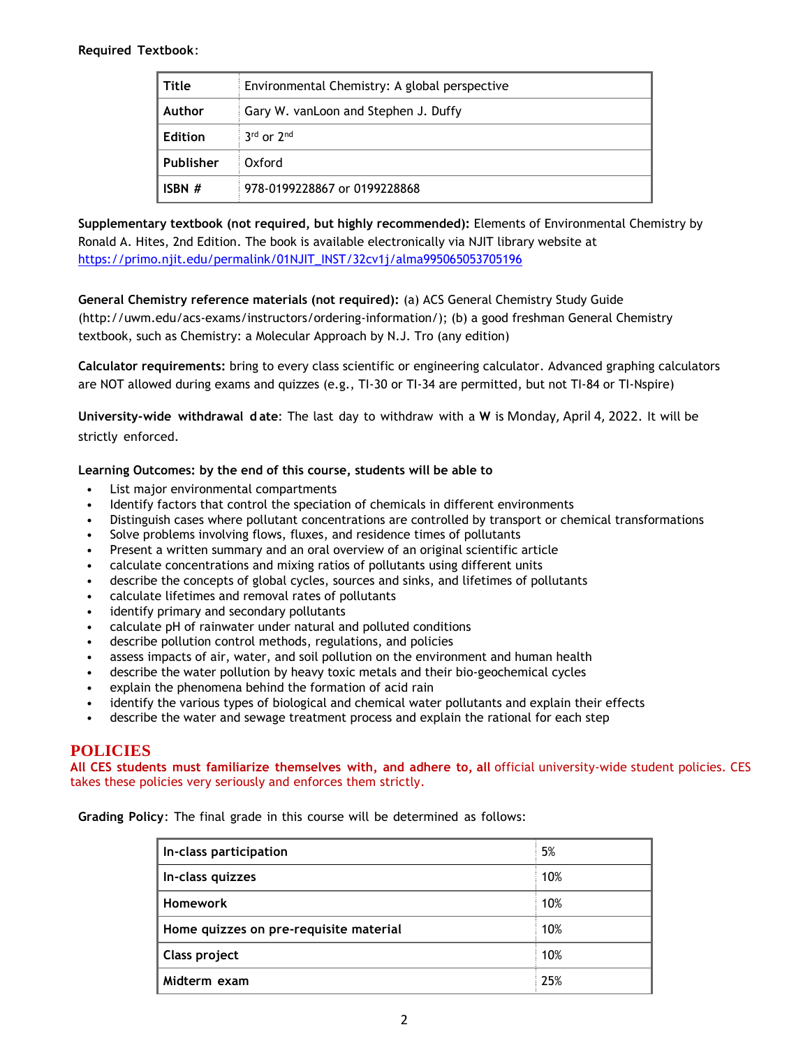**Required Textbook**:

| Title | Environmental Chemistry: A global perspective |
|---|---|
| Author | Gary W. vanLoon and Stephen J. Duffy |
| Edition | 3rd or 2nd |
| Publisher | Oxford |
| ISBN # | 978-0199228867 or 0199228868 |

**Supplementary textbook (not required, but highly recommended):** Elements of Environmental Chemistry by Ronald A. Hites, 2nd Edition. The book is available electronically via NJIT library website at https://primo.njit.edu/permalink/01NJIT_INST/32cv1j/alma995065053705196

**General Chemistry reference materials (not required):** (a) ACS General Chemistry Study Guide (http://uwm.edu/acs-exams/instructors/ordering-information/); (b) a good freshman General Chemistry textbook, such as Chemistry: a Molecular Approach by N.J. Tro (any edition)

**Calculator requirements:** bring to every class scientific or engineering calculator. Advanced graphing calculators are NOT allowed during exams and quizzes (e.g., TI-30 or TI-34 are permitted, but not TI-84 or TI-Nspire)

**University-wide withdrawal date**: The last day to withdraw with a **W** is Monday, April 4, 2022. It will be strictly enforced.

**Learning Outcomes: by the end of this course, students will be able to**

- List major environmental compartments
- Identify factors that control the speciation of chemicals in different environments
- Distinguish cases where pollutant concentrations are controlled by transport or chemical transformations
- Solve problems involving flows, fluxes, and residence times of pollutants
- Present a written summary and an oral overview of an original scientific article
- calculate concentrations and mixing ratios of pollutants using different units
- describe the concepts of global cycles, sources and sinks, and lifetimes of pollutants
- calculate lifetimes and removal rates of pollutants
- identify primary and secondary pollutants
- calculate pH of rainwater under natural and polluted conditions
- describe pollution control methods, regulations, and policies
- assess impacts of air, water, and soil pollution on the environment and human health
- describe the water pollution by heavy toxic metals and their bio-geochemical cycles
- explain the phenomena behind the formation of acid rain
- identify the various types of biological and chemical water pollutants and explain their effects
- describe the water and sewage treatment process and explain the rational for each step

## POLICIES

**All CES students must familiarize themselves with, and adhere to, all** official university-wide student policies. CES takes these policies very seriously and enforces them strictly.

**Grading Policy**: The final grade in this course will be determined as follows:

| Component | Weight |
|---|---|
| **In-class participation** | 5% |
| **In-class quizzes** | 10% |
| **Homework** | 10% |
| **Home quizzes on pre-requisite material** | 10% |
| **Class project** | 10% |
| **Midterm exam** | 25% |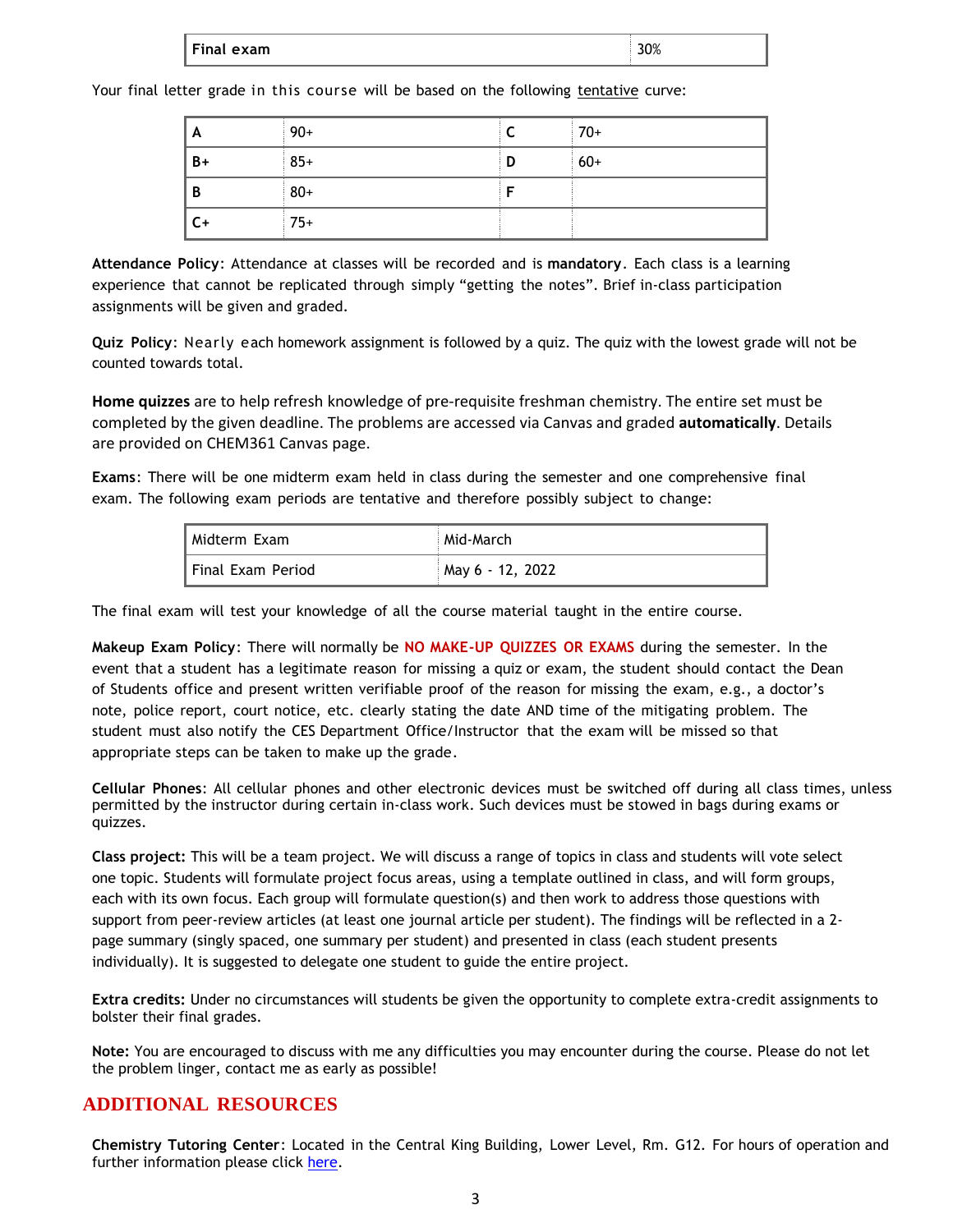| Final exam | 30% |
|---|---|

Your final letter grade in this course will be based on the following tentative curve:

| A | 90+ | C | 70+ |
|---|---|---|---|
| B+ | 85+ | D | 60+ |
| B | 80+ | F | |
| C+ | 75+ | | |

**Attendance Policy**: Attendance at classes will be recorded and is **mandatory**. Each class is a learning experience that cannot be replicated through simply "getting the notes". Brief in-class participation assignments will be given and graded.

**Quiz Policy**: Nearly each homework assignment is followed by a quiz. The quiz with the lowest grade will not be counted towards total.

**Home quizzes** are to help refresh knowledge of pre-requisite freshman chemistry. The entire set must be completed by the given deadline. The problems are accessed via Canvas and graded **automatically**. Details are provided on CHEM361 Canvas page.

**Exams**: There will be one midterm exam held in class during the semester and one comprehensive final exam. The following exam periods are tentative and therefore possibly subject to change:

| Midterm Exam | Mid-March |
|---|---|
| Final Exam Period | May 6 - 12, 2022 |

The final exam will test your knowledge of all the course material taught in the entire course.

**Makeup Exam Policy**: There will normally be **NO MAKE-UP QUIZZES OR EXAMS** during the semester. In the event that a student has a legitimate reason for missing a quiz or exam, the student should contact the Dean of Students office and present written verifiable proof of the reason for missing the exam, e.g., a doctor's note, police report, court notice, etc. clearly stating the date AND time of the mitigating problem. The student must also notify the CES Department Office/Instructor that the exam will be missed so that appropriate steps can be taken to make up the grade.

**Cellular Phones**: All cellular phones and other electronic devices must be switched off during all class times, unless permitted by the instructor during certain in-class work. Such devices must be stowed in bags during exams or quizzes.

**Class project:** This will be a team project. We will discuss a range of topics in class and students will vote select one topic. Students will formulate project focus areas, using a template outlined in class, and will form groups, each with its own focus. Each group will formulate question(s) and then work to address those questions with support from peer-review articles (at least one journal article per student). The findings will be reflected in a 2-page summary (singly spaced, one summary per student) and presented in class (each student presents individually). It is suggested to delegate one student to guide the entire project.

**Extra credits:** Under no circumstances will students be given the opportunity to complete extra-credit assignments to bolster their final grades.

**Note:** You are encouraged to discuss with me any difficulties you may encounter during the course. Please do not let the problem linger, contact me as early as possible!

## ADDITIONAL RESOURCES

**Chemistry Tutoring Center**: Located in the Central King Building, Lower Level, Rm. G12. For hours of operation and further information please click here.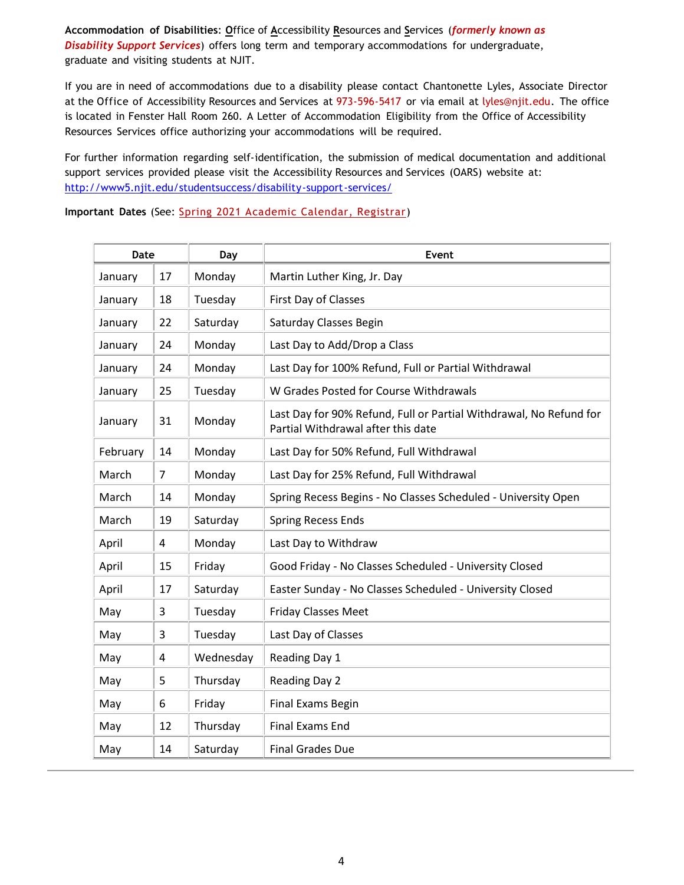**Accommodation of Disabilities**: **O**ffice of **A**ccessibility **R**esources and **S**ervices (***formerly known as Disability Support Services***) offers long term and temporary accommodations for undergraduate, graduate and visiting students at NJIT.

If you are in need of accommodations due to a disability please contact Chantonette Lyles, Associate Director at the Office of Accessibility Resources and Services at 973-596-5417 or via email at lyles@njit.edu. The office is located in Fenster Hall Room 260. A Letter of Accommodation Eligibility from the Office of Accessibility Resources Services office authorizing your accommodations will be required.

For further information regarding self-identification, the submission of medical documentation and additional support services provided please visit the Accessibility Resources and Services (OARS) website at: http://www5.njit.edu/studentsuccess/disability-support-services/

**Important Dates** (See: Spring 2021 Academic Calendar, Registrar)

| Date | | Day | Event |
|---|---|---|---|
| January | 17 | Monday | Martin Luther King, Jr. Day |
| January | 18 | Tuesday | First Day of Classes |
| January | 22 | Saturday | Saturday Classes Begin |
| January | 24 | Monday | Last Day to Add/Drop a Class |
| January | 24 | Monday | Last Day for 100% Refund, Full or Partial Withdrawal |
| January | 25 | Tuesday | W Grades Posted for Course Withdrawals |
| January | 31 | Monday | Last Day for 90% Refund, Full or Partial Withdrawal, No Refund for Partial Withdrawal after this date |
| February | 14 | Monday | Last Day for 50% Refund, Full Withdrawal |
| March | 7 | Monday | Last Day for 25% Refund, Full Withdrawal |
| March | 14 | Monday | Spring Recess Begins - No Classes Scheduled - University Open |
| March | 19 | Saturday | Spring Recess Ends |
| April | 4 | Monday | Last Day to Withdraw |
| April | 15 | Friday | Good Friday - No Classes Scheduled - University Closed |
| April | 17 | Saturday | Easter Sunday - No Classes Scheduled - University Closed |
| May | 3 | Tuesday | Friday Classes Meet |
| May | 3 | Tuesday | Last Day of Classes |
| May | 4 | Wednesday | Reading Day 1 |
| May | 5 | Thursday | Reading Day 2 |
| May | 6 | Friday | Final Exams Begin |
| May | 12 | Thursday | Final Exams End |
| May | 14 | Saturday | Final Grades Due |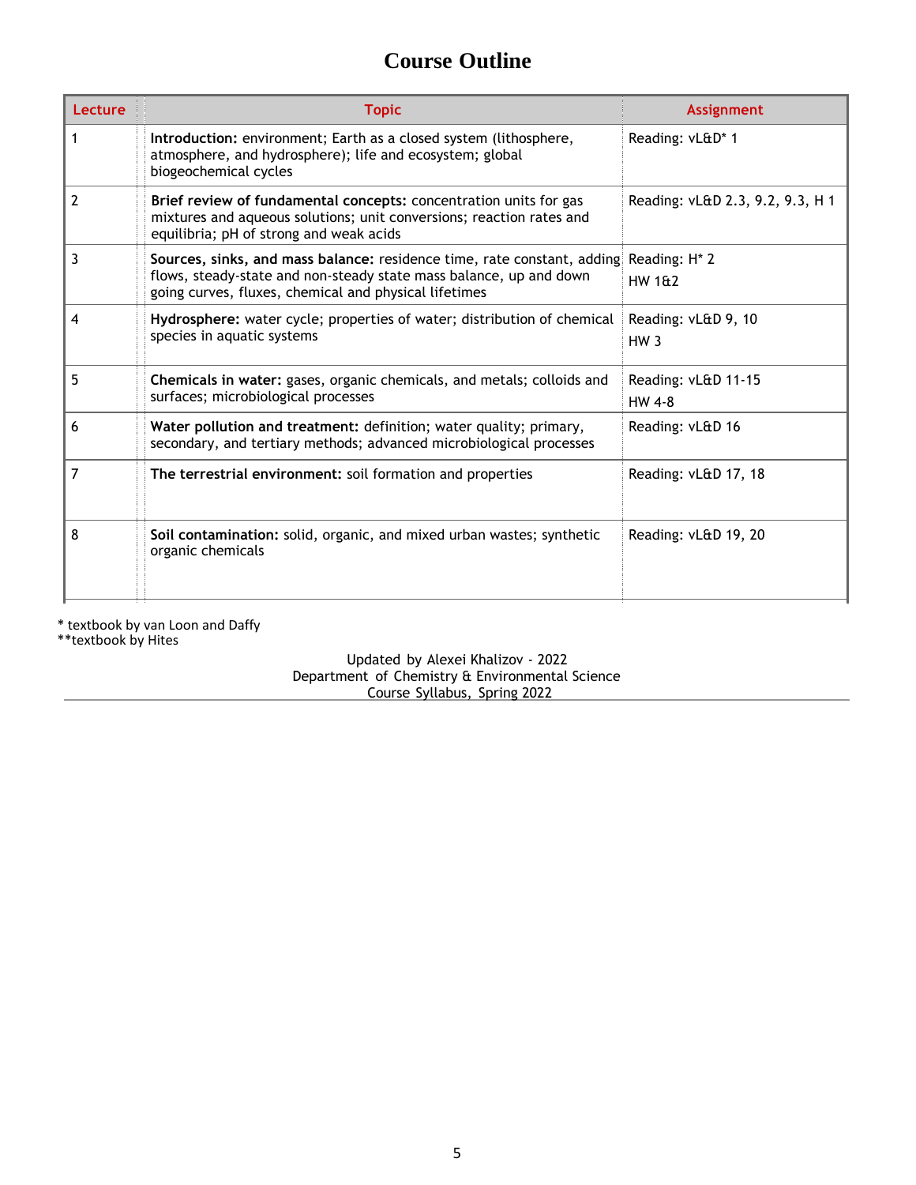# Course Outline

| Lecture | Topic | Assignment |
|---|---|---|
| 1 | **Introduction:** environment; Earth as a closed system (lithosphere, atmosphere, and hydrosphere); life and ecosystem; global biogeochemical cycles | Reading: vL&D* 1 |
| 2 | **Brief review of fundamental concepts:** concentration units for gas mixtures and aqueous solutions; unit conversions; reaction rates and equilibria; pH of strong and weak acids | Reading: vL&D 2.3, 9.2, 9.3, H 1 |
| 3 | **Sources, sinks, and mass balance:** residence time, rate constant, adding flows, steady-state and non-steady state mass balance, up and down going curves, fluxes, chemical and physical lifetimes | Reading: H* 2<br>HW 1&2 |
| 4 | **Hydrosphere:** water cycle; properties of water; distribution of chemical species in aquatic systems | Reading: vL&D 9, 10<br>HW 3 |
| 5 | **Chemicals in water:** gases, organic chemicals, and metals; colloids and surfaces; microbiological processes | Reading: vL&D 11-15<br>HW 4-8 |
| 6 | **Water pollution and treatment:** definition; water quality; primary, secondary, and tertiary methods; advanced microbiological processes | Reading: vL&D 16 |
| 7 | **The terrestrial environment:** soil formation and properties | Reading: vL&D 17, 18 |
| 8 | **Soil contamination:** solid, organic, and mixed urban wastes; synthetic organic chemicals | Reading: vL&D 19, 20 |

\* textbook by van Loon and Daffy
\*\*textbook by Hites

Updated by Alexei Khalizov - 2022
Department of Chemistry & Environmental Science
Course Syllabus, Spring 2022